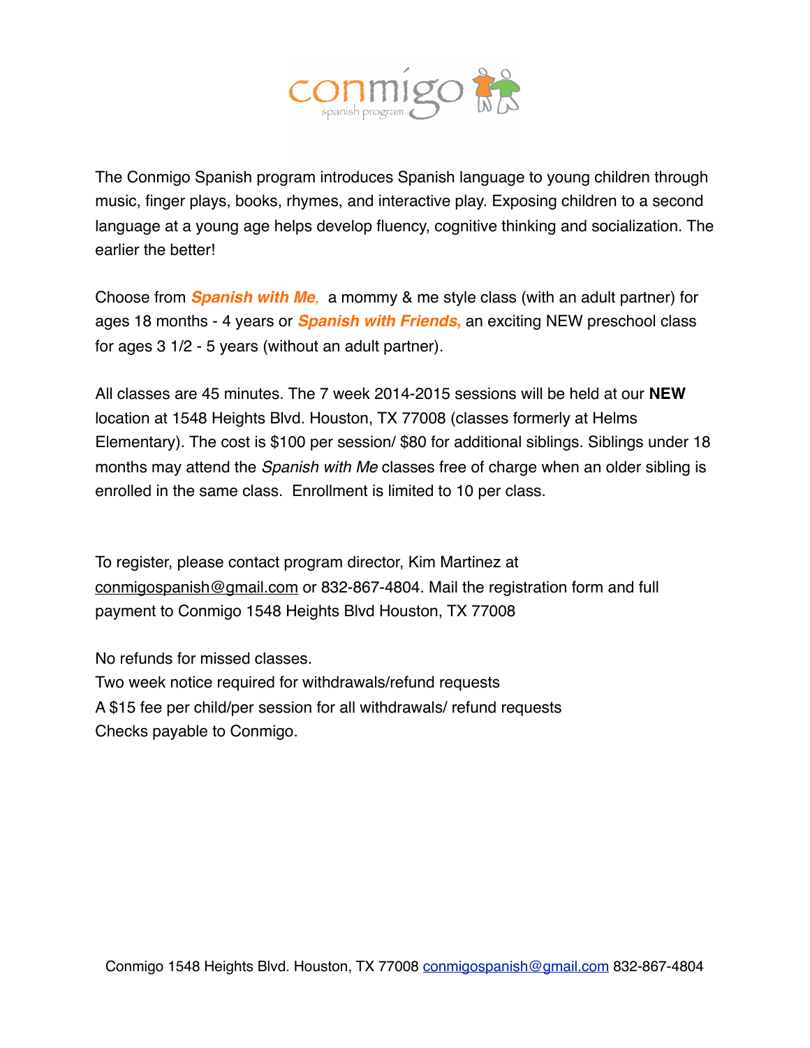The Conmigo Spanish program introduces Spanish language to young children through music, finger plays, books, rhymes, and interactive play. Exposing children to a second language at a young age helps develop fluency, cognitive thinking and socialization. The earlier the better!

Choose from ***Spanish with Me,*** a mommy & me style class (with an adult partner) for ages 18 months - 4 years or ***Spanish with Friends,*** an exciting NEW preschool class for ages 3 1/2 - 5 years (without an adult partner).

All classes are 45 minutes. The 7 week 2014-2015 sessions will be held at our **NEW** location at 1548 Heights Blvd. Houston, TX 77008 (classes formerly at Helms Elementary). The cost is $100 per session/ $80 for additional siblings. Siblings under 18 months may attend the *Spanish with Me* classes free of charge when an older sibling is enrolled in the same class. Enrollment is limited to 10 per class.

To register, please contact program director, Kim Martinez at conmigospanish@gmail.com or 832-867-4804. Mail the registration form and full payment to Conmigo 1548 Heights Blvd Houston, TX 77008

No refunds for missed classes.
Two week notice required for withdrawals/refund requests
A $15 fee per child/per session for all withdrawals/ refund requests
Checks payable to Conmigo.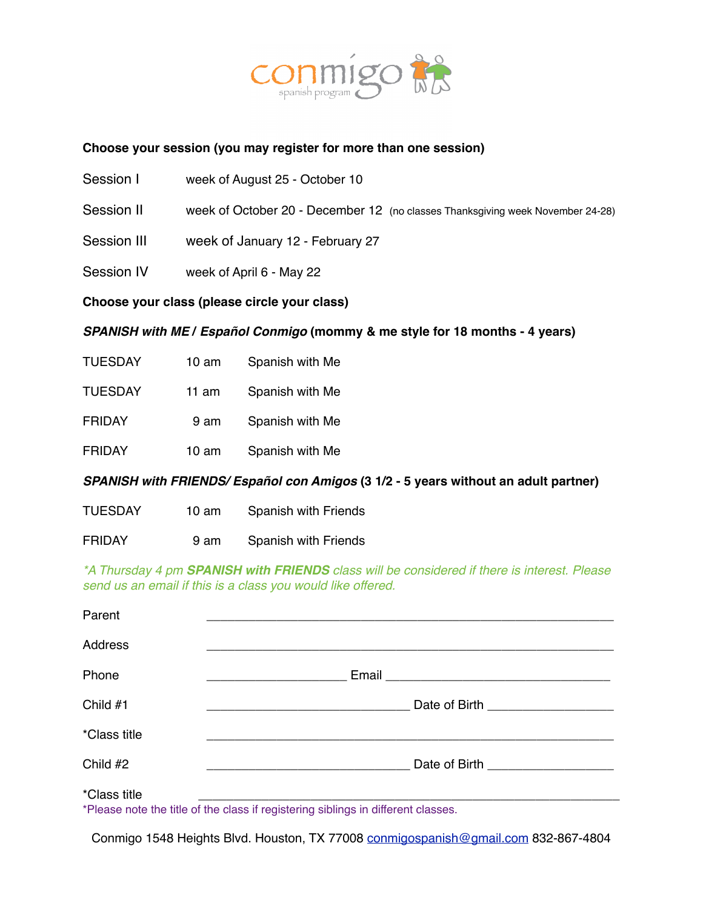conmigo
spanish program

**Choose your session (you may register for more than one session)**

| | |
|---|---|
| Session I | week of August 25 - October 10 |
| Session II | week of October 20 - December 12 (no classes Thanksgiving week November 24-28) |
| Session III | week of January 12 - February 27 |
| Session IV | week of April 6 - May 22 |

**Choose your class (please circle your class)**

***SPANISH with ME / Español Conmigo* (mommy & me style for 18 months - 4 years)**

| | | |
|---|---|---|
| TUESDAY | 10 am | Spanish with Me |
| TUESDAY | 11 am | Spanish with Me |
| FRIDAY | 9 am | Spanish with Me |
| FRIDAY | 10 am | Spanish with Me |

***SPANISH with FRIENDS/ Español con Amigos* (3 1/2 - 5 years without an adult partner)**

| | | |
|---|---|---|
| TUESDAY | 10 am | Spanish with Friends |
| FRIDAY | 9 am | Spanish with Friends |

**A Thursday 4 pm **SPANISH with FRIENDS** class will be considered if there is interest. Please send us an email if this is a class you would like offered.*

Parent ___________________________________________

Address ___________________________________________

Phone ____________________ Email ______________________________

Child #1 ___________________________ Date of Birth _________________

*Class title ___________________________________________

Child #2 ___________________________ Date of Birth _________________

*Class title ___________________________________________

*Please note the title of the class if registering siblings in different classes.

Conmigo 1548 Heights Blvd. Houston, TX 77008 conmigospanish@gmail.com 832-867-4804